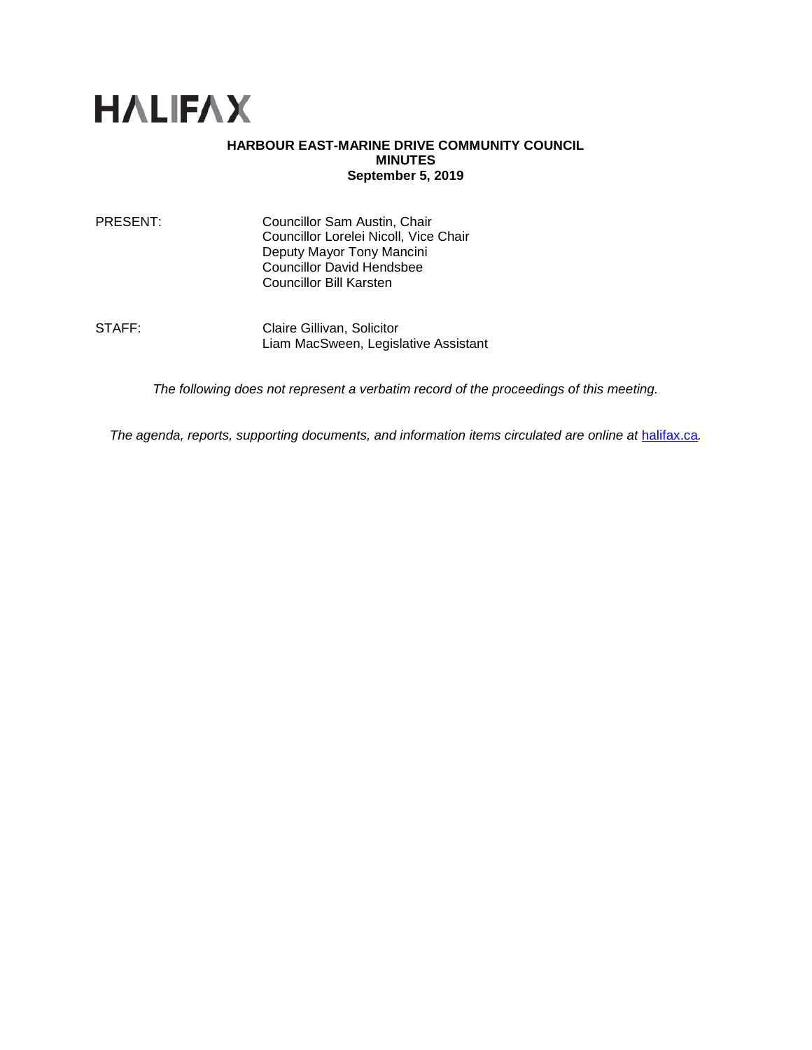# HALIFAX

**HARBOUR EAST-MARINE DRIVE COMMUNITY COUNCIL**
**MINUTES**
**September 5, 2019**

| | |
|---|---|
| PRESENT: | Councillor Sam Austin, Chair<br>Councillor Lorelei Nicoll, Vice Chair<br>Deputy Mayor Tony Mancini<br>Councillor David Hendsbee<br>Councillor Bill Karsten |
| STAFF: | Claire Gillivan, Solicitor<br>Liam MacSween, Legislative Assistant |

*The following does not represent a verbatim record of the proceedings of this meeting.*

*The agenda, reports, supporting documents, and information items circulated are online at* [halifax.ca](halifax.ca)*.*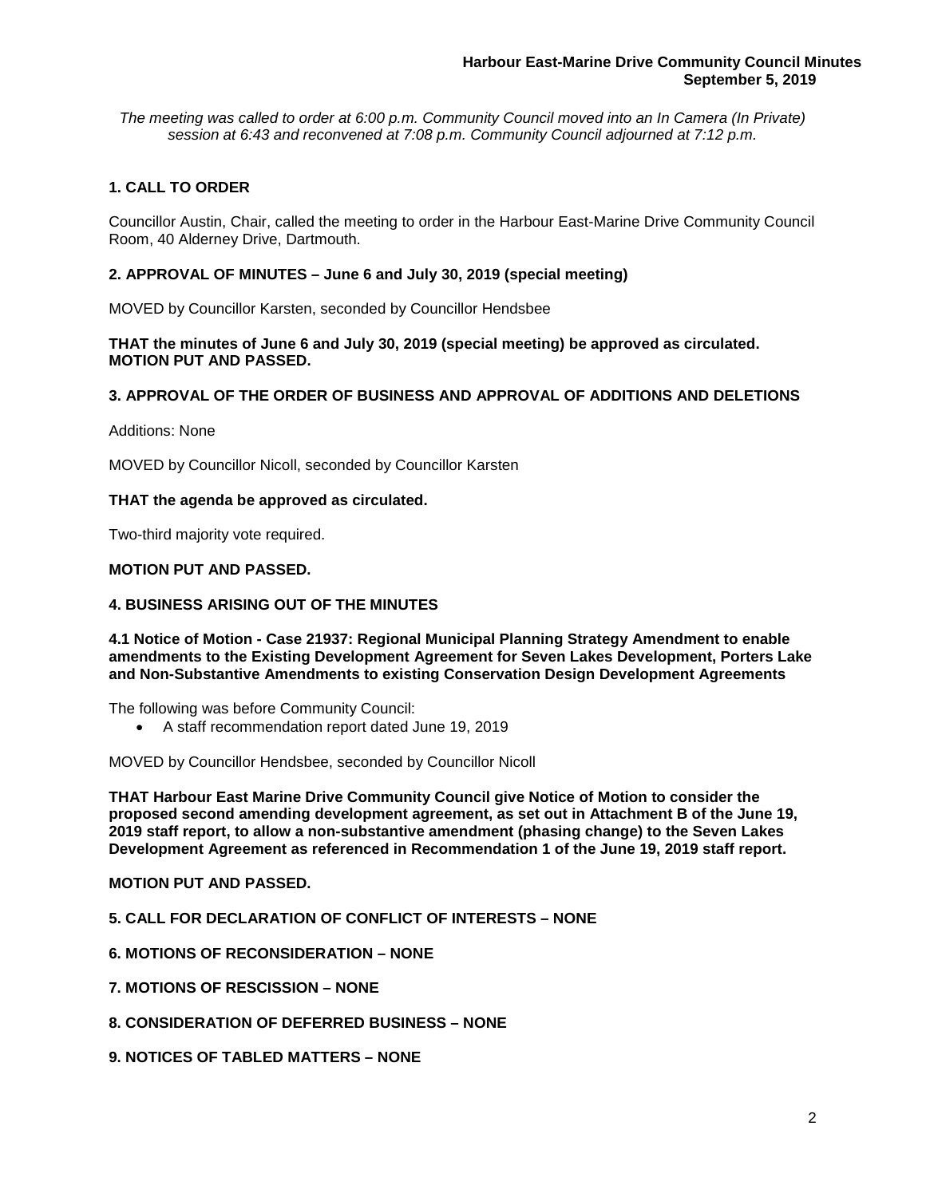*The meeting was called to order at 6:00 p.m. Community Council moved into an In Camera (In Private) session at 6:43 and reconvened at 7:08 p.m. Community Council adjourned at 7:12 p.m.*

## 1. CALL TO ORDER

Councillor Austin, Chair, called the meeting to order in the Harbour East-Marine Drive Community Council Room, 40 Alderney Drive, Dartmouth.

## 2. APPROVAL OF MINUTES – June 6 and July 30, 2019 (special meeting)

MOVED by Councillor Karsten, seconded by Councillor Hendsbee

**THAT the minutes of June 6 and July 30, 2019 (special meeting) be approved as circulated. MOTION PUT AND PASSED.**

## 3. APPROVAL OF THE ORDER OF BUSINESS AND APPROVAL OF ADDITIONS AND DELETIONS

Additions: None

MOVED by Councillor Nicoll, seconded by Councillor Karsten

**THAT the agenda be approved as circulated.**

Two-third majority vote required.

**MOTION PUT AND PASSED.**

## 4. BUSINESS ARISING OUT OF THE MINUTES

### 4.1 Notice of Motion - Case 21937: Regional Municipal Planning Strategy Amendment to enable amendments to the Existing Development Agreement for Seven Lakes Development, Porters Lake and Non-Substantive Amendments to existing Conservation Design Development Agreements

The following was before Community Council:

- A staff recommendation report dated June 19, 2019

MOVED by Councillor Hendsbee, seconded by Councillor Nicoll

**THAT Harbour East Marine Drive Community Council give Notice of Motion to consider the proposed second amending development agreement, as set out in Attachment B of the June 19, 2019 staff report, to allow a non-substantive amendment (phasing change) to the Seven Lakes Development Agreement as referenced in Recommendation 1 of the June 19, 2019 staff report.**

**MOTION PUT AND PASSED.**

## 5. CALL FOR DECLARATION OF CONFLICT OF INTERESTS – NONE

## 6. MOTIONS OF RECONSIDERATION – NONE

## 7. MOTIONS OF RESCISSION – NONE

## 8. CONSIDERATION OF DEFERRED BUSINESS – NONE

## 9. NOTICES OF TABLED MATTERS – NONE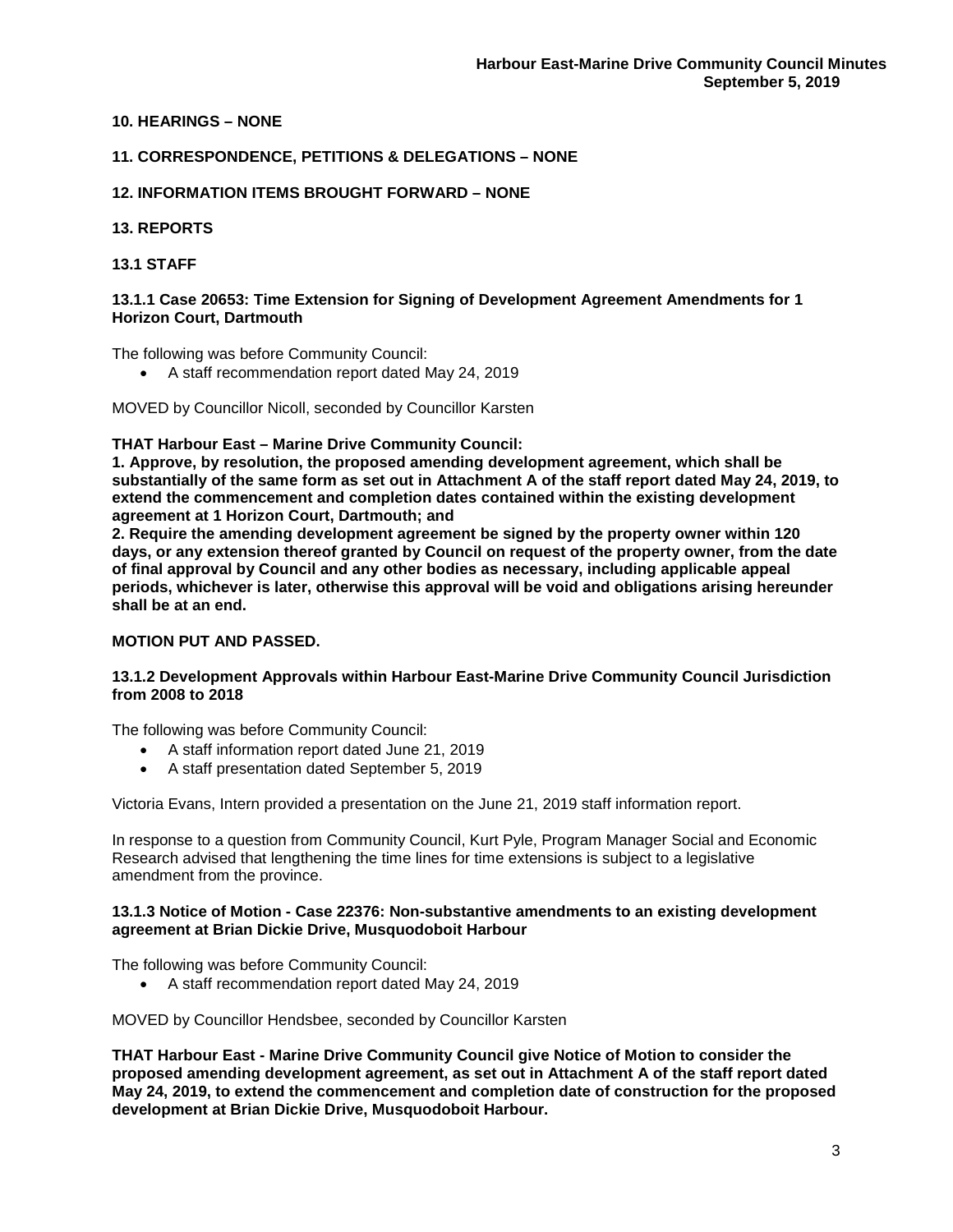**10. HEARINGS – NONE**

**11. CORRESPONDENCE, PETITIONS & DELEGATIONS – NONE**

**12. INFORMATION ITEMS BROUGHT FORWARD – NONE**

**13. REPORTS**

**13.1 STAFF**

**13.1.1 Case 20653: Time Extension for Signing of Development Agreement Amendments for 1 Horizon Court, Dartmouth**

The following was before Community Council:

- A staff recommendation report dated May 24, 2019

MOVED by Councillor Nicoll, seconded by Councillor Karsten

**THAT Harbour East – Marine Drive Community Council:**
**1. Approve, by resolution, the proposed amending development agreement, which shall be substantially of the same form as set out in Attachment A of the staff report dated May 24, 2019, to extend the commencement and completion dates contained within the existing development agreement at 1 Horizon Court, Dartmouth; and**
**2. Require the amending development agreement be signed by the property owner within 120 days, or any extension thereof granted by Council on request of the property owner, from the date of final approval by Council and any other bodies as necessary, including applicable appeal periods, whichever is later, otherwise this approval will be void and obligations arising hereunder shall be at an end.**

**MOTION PUT AND PASSED.**

**13.1.2 Development Approvals within Harbour East-Marine Drive Community Council Jurisdiction from 2008 to 2018**

The following was before Community Council:

- A staff information report dated June 21, 2019
- A staff presentation dated September 5, 2019

Victoria Evans, Intern provided a presentation on the June 21, 2019 staff information report.

In response to a question from Community Council, Kurt Pyle, Program Manager Social and Economic Research advised that lengthening the time lines for time extensions is subject to a legislative amendment from the province.

**13.1.3 Notice of Motion - Case 22376: Non-substantive amendments to an existing development agreement at Brian Dickie Drive, Musquodoboit Harbour**

The following was before Community Council:

- A staff recommendation report dated May 24, 2019

MOVED by Councillor Hendsbee, seconded by Councillor Karsten

**THAT Harbour East - Marine Drive Community Council give Notice of Motion to consider the proposed amending development agreement, as set out in Attachment A of the staff report dated May 24, 2019, to extend the commencement and completion date of construction for the proposed development at Brian Dickie Drive, Musquodoboit Harbour.**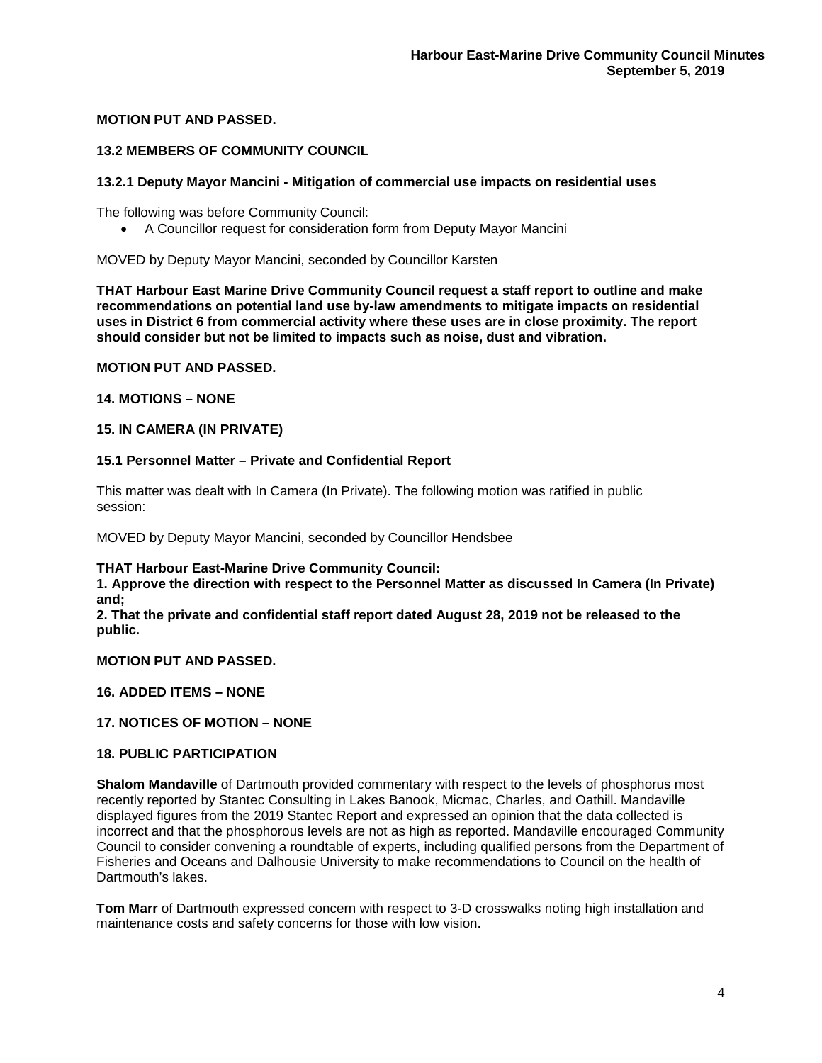**MOTION PUT AND PASSED.**

### 13.2 MEMBERS OF COMMUNITY COUNCIL

#### 13.2.1 Deputy Mayor Mancini - Mitigation of commercial use impacts on residential uses

The following was before Community Council:

- A Councillor request for consideration form from Deputy Mayor Mancini

MOVED by Deputy Mayor Mancini, seconded by Councillor Karsten

**THAT Harbour East Marine Drive Community Council request a staff report to outline and make recommendations on potential land use by-law amendments to mitigate impacts on residential uses in District 6 from commercial activity where these uses are in close proximity. The report should consider but not be limited to impacts such as noise, dust and vibration.**

**MOTION PUT AND PASSED.**

### 14. MOTIONS – NONE

### 15. IN CAMERA (IN PRIVATE)

#### 15.1 Personnel Matter – Private and Confidential Report

This matter was dealt with In Camera (In Private). The following motion was ratified in public session:

MOVED by Deputy Mayor Mancini, seconded by Councillor Hendsbee

**THAT Harbour East-Marine Drive Community Council:**
**1. Approve the direction with respect to the Personnel Matter as discussed In Camera (In Private) and;**
**2. That the private and confidential staff report dated August 28, 2019 not be released to the public.**

**MOTION PUT AND PASSED.**

### 16. ADDED ITEMS – NONE

### 17. NOTICES OF MOTION – NONE

### 18. PUBLIC PARTICIPATION

**Shalom Mandaville** of Dartmouth provided commentary with respect to the levels of phosphorus most recently reported by Stantec Consulting in Lakes Banook, Micmac, Charles, and Oathill. Mandaville displayed figures from the 2019 Stantec Report and expressed an opinion that the data collected is incorrect and that the phosphorous levels are not as high as reported. Mandaville encouraged Community Council to consider convening a roundtable of experts, including qualified persons from the Department of Fisheries and Oceans and Dalhousie University to make recommendations to Council on the health of Dartmouth's lakes.

**Tom Marr** of Dartmouth expressed concern with respect to 3-D crosswalks noting high installation and maintenance costs and safety concerns for those with low vision.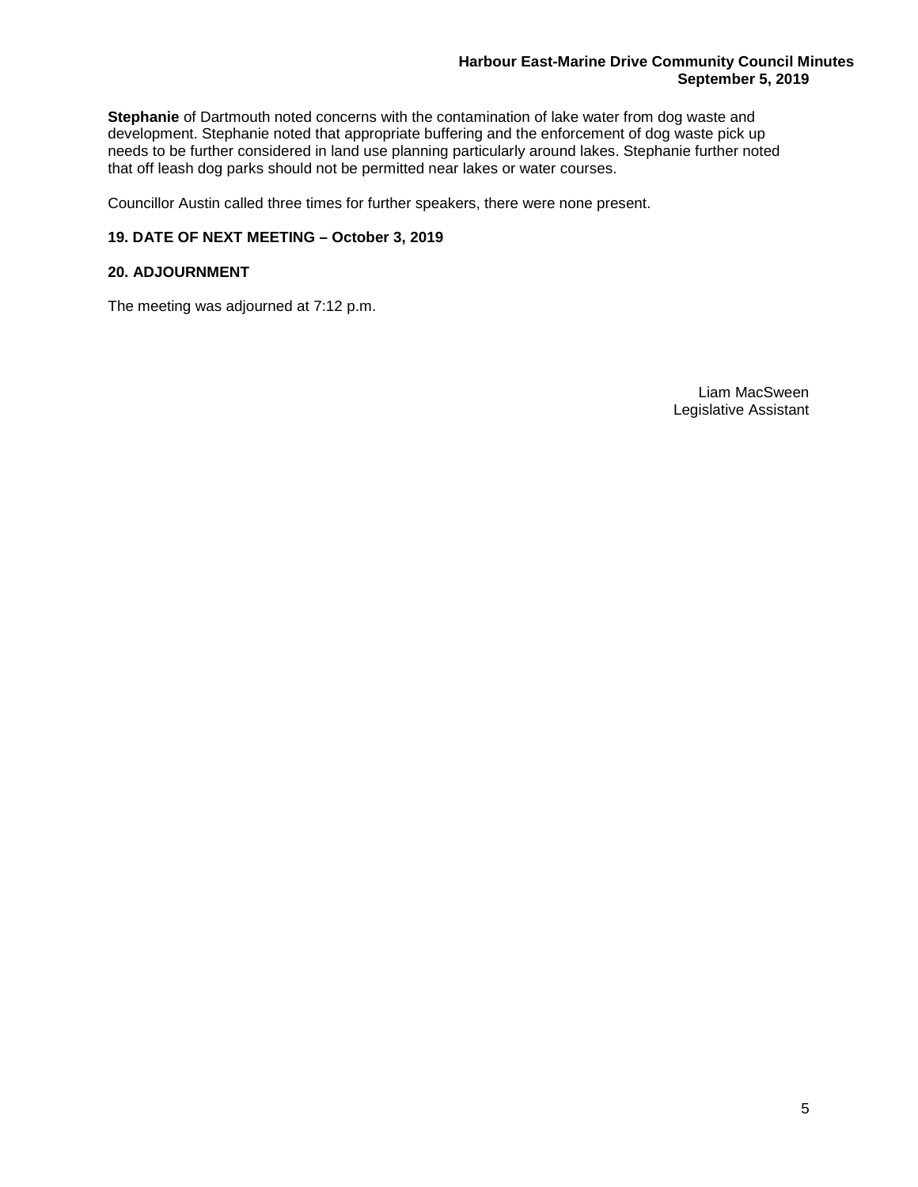**Stephanie** of Dartmouth noted concerns with the contamination of lake water from dog waste and development. Stephanie noted that appropriate buffering and the enforcement of dog waste pick up needs to be further considered in land use planning particularly around lakes. Stephanie further noted that off leash dog parks should not be permitted near lakes or water courses.

Councillor Austin called three times for further speakers, there were none present.

**19. DATE OF NEXT MEETING – October 3, 2019**

**20. ADJOURNMENT**

The meeting was adjourned at 7:12 p.m.

Liam MacSween
Legislative Assistant